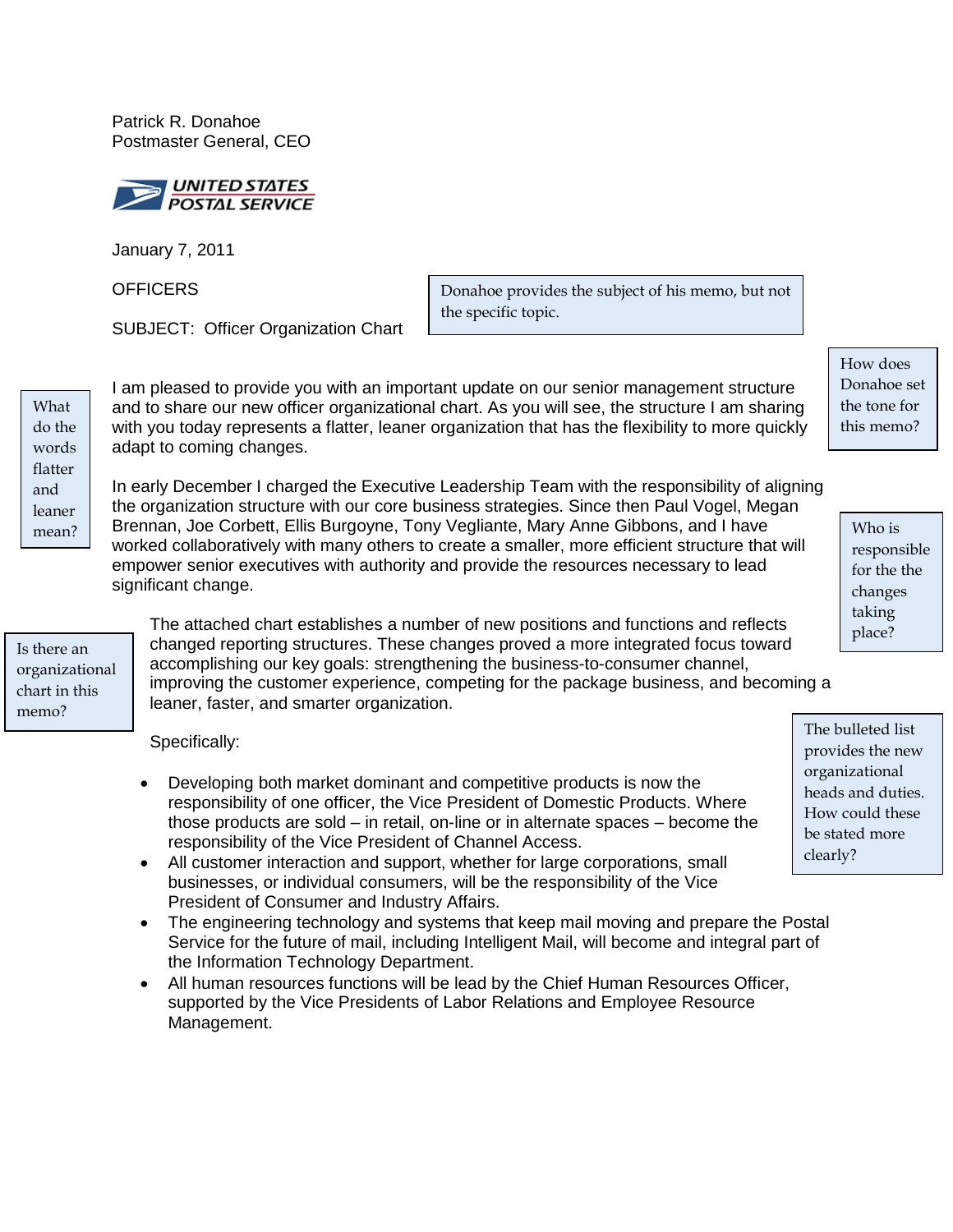Patrick R. Donahoe
Postmaster General, CEO

UNITED STATES POSTAL SERVICE

January 7, 2011

OFFICERS

SUBJECT: Officer Organization Chart

> Donahoe provides the subject of his memo, but not the specific topic.

I am pleased to provide you with an important update on our senior management structure and to share our new officer organizational chart. As you will see, the structure I am sharing with you today represents a flatter, leaner organization that has the flexibility to more quickly adapt to coming changes.

> How does Donahoe set the tone for this memo?

> What do the words flatter and leaner mean?

In early December I charged the Executive Leadership Team with the responsibility of aligning the organization structure with our core business strategies. Since then Paul Vogel, Megan Brennan, Joe Corbett, Ellis Burgoyne, Tony Vegliante, Mary Anne Gibbons, and I have worked collaboratively with many others to create a smaller, more efficient structure that will empower senior executives with authority and provide the resources necessary to lead significant change.

> Who is responsible for the the changes taking place?

The attached chart establishes a number of new positions and functions and reflects changed reporting structures. These changes proved a more integrated focus toward accomplishing our key goals: strengthening the business-to-consumer channel, improving the customer experience, competing for the package business, and becoming a leaner, faster, and smarter organization.

> Is there an organizational chart in this memo?

Specifically:

> The bulleted list provides the new organizational heads and duties. How could these be stated more clearly?

- Developing both market dominant and competitive products is now the responsibility of one officer, the Vice President of Domestic Products. Where those products are sold – in retail, on-line or in alternate spaces – become the responsibility of the Vice President of Channel Access.
- All customer interaction and support, whether for large corporations, small businesses, or individual consumers, will be the responsibility of the Vice President of Consumer and Industry Affairs.
- The engineering technology and systems that keep mail moving and prepare the Postal Service for the future of mail, including Intelligent Mail, will become and integral part of the Information Technology Department.
- All human resources functions will be lead by the Chief Human Resources Officer, supported by the Vice Presidents of Labor Relations and Employee Resource Management.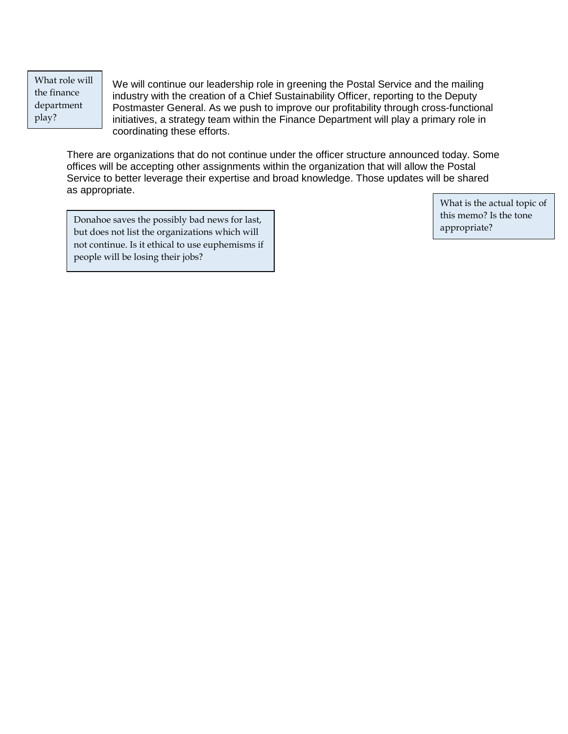What role will the finance department play?

We will continue our leadership role in greening the Postal Service and the mailing industry with the creation of a Chief Sustainability Officer, reporting to the Deputy Postmaster General. As we push to improve our profitability through cross-functional initiatives, a strategy team within the Finance Department will play a primary role in coordinating these efforts.

There are organizations that do not continue under the officer structure announced today. Some offices will be accepting other assignments within the organization that will allow the Postal Service to better leverage their expertise and broad knowledge. Those updates will be shared as appropriate.

What is the actual topic of this memo? Is the tone appropriate?

Donahoe saves the possibly bad news for last, but does not list the organizations which will not continue. Is it ethical to use euphemisms if people will be losing their jobs?